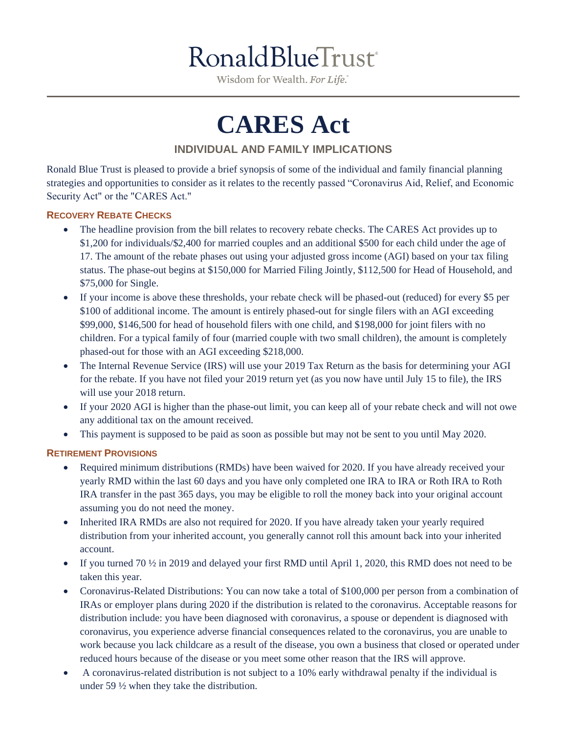# RonaldBlueTrust

Wisdom for Wealth. *For Life.*

# CARES Act

## INDIVIDUAL AND FAMILY IMPLICATIONS

Ronald Blue Trust is pleased to provide a brief synopsis of some of the individual and family financial planning strategies and opportunities to consider as it relates to the recently passed "Coronavirus Aid, Relief, and Economic Security Act" or the "CARES Act."

### RECOVERY REBATE CHECKS

- The headline provision from the bill relates to recovery rebate checks. The CARES Act provides up to $1,200 for individuals/$2,400 for married couples and an additional $500 for each child under the age of 17. The amount of the rebate phases out using your adjusted gross income (AGI) based on your tax filing status. The phase-out begins at $150,000 for Married Filing Jointly, $112,500 for Head of Household, and $75,000 for Single.
- If your income is above these thresholds, your rebate check will be phased-out (reduced) for every $5 per $100 of additional income. The amount is entirely phased-out for single filers with an AGI exceeding $99,000, $146,500 for head of household filers with one child, and $198,000 for joint filers with no children. For a typical family of four (married couple with two small children), the amount is completely phased-out for those with an AGI exceeding $218,000.
- The Internal Revenue Service (IRS) will use your 2019 Tax Return as the basis for determining your AGI for the rebate. If you have not filed your 2019 return yet (as you now have until July 15 to file), the IRS will use your 2018 return.
- If your 2020 AGI is higher than the phase-out limit, you can keep all of your rebate check and will not owe any additional tax on the amount received.
- This payment is supposed to be paid as soon as possible but may not be sent to you until May 2020.

### RETIREMENT PROVISIONS

- Required minimum distributions (RMDs) have been waived for 2020. If you have already received your yearly RMD within the last 60 days and you have only completed one IRA to IRA or Roth IRA to Roth IRA transfer in the past 365 days, you may be eligible to roll the money back into your original account assuming you do not need the money.
- Inherited IRA RMDs are also not required for 2020. If you have already taken your yearly required distribution from your inherited account, you generally cannot roll this amount back into your inherited account.
- If you turned 70 ½ in 2019 and delayed your first RMD until April 1, 2020, this RMD does not need to be taken this year.
- Coronavirus-Related Distributions: You can now take a total of $100,000 per person from a combination of IRAs or employer plans during 2020 if the distribution is related to the coronavirus. Acceptable reasons for distribution include: you have been diagnosed with coronavirus, a spouse or dependent is diagnosed with coronavirus, you experience adverse financial consequences related to the coronavirus, you are unable to work because you lack childcare as a result of the disease, you own a business that closed or operated under reduced hours because of the disease or you meet some other reason that the IRS will approve.
- A coronavirus-related distribution is not subject to a 10% early withdrawal penalty if the individual is under 59 ½ when they take the distribution.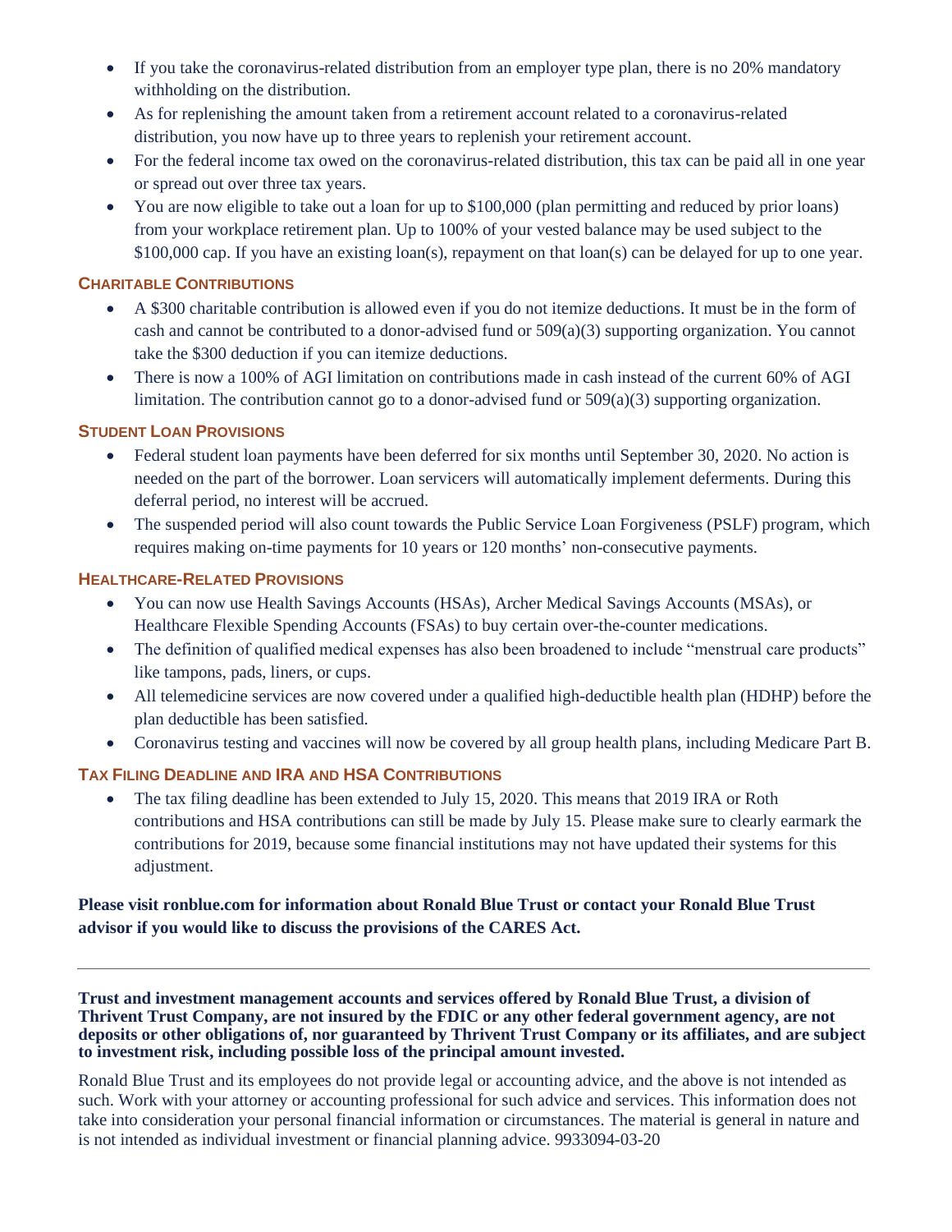- If you take the coronavirus-related distribution from an employer type plan, there is no 20% mandatory withholding on the distribution.
- As for replenishing the amount taken from a retirement account related to a coronavirus-related distribution, you now have up to three years to replenish your retirement account.
- For the federal income tax owed on the coronavirus-related distribution, this tax can be paid all in one year or spread out over three tax years.
- You are now eligible to take out a loan for up to $100,000 (plan permitting and reduced by prior loans) from your workplace retirement plan. Up to 100% of your vested balance may be used subject to the $100,000 cap. If you have an existing loan(s), repayment on that loan(s) can be delayed for up to one year.

### Charitable Contributions

- A $300 charitable contribution is allowed even if you do not itemize deductions. It must be in the form of cash and cannot be contributed to a donor-advised fund or 509(a)(3) supporting organization. You cannot take the $300 deduction if you can itemize deductions.
- There is now a 100% of AGI limitation on contributions made in cash instead of the current 60% of AGI limitation. The contribution cannot go to a donor-advised fund or 509(a)(3) supporting organization.

### Student Loan Provisions

- Federal student loan payments have been deferred for six months until September 30, 2020. No action is needed on the part of the borrower. Loan servicers will automatically implement deferments. During this deferral period, no interest will be accrued.
- The suspended period will also count towards the Public Service Loan Forgiveness (PSLF) program, which requires making on-time payments for 10 years or 120 months' non-consecutive payments.

### Healthcare-Related Provisions

- You can now use Health Savings Accounts (HSAs), Archer Medical Savings Accounts (MSAs), or Healthcare Flexible Spending Accounts (FSAs) to buy certain over-the-counter medications.
- The definition of qualified medical expenses has also been broadened to include "menstrual care products" like tampons, pads, liners, or cups.
- All telemedicine services are now covered under a qualified high-deductible health plan (HDHP) before the plan deductible has been satisfied.
- Coronavirus testing and vaccines will now be covered by all group health plans, including Medicare Part B.

### Tax Filing Deadline and IRA and HSA Contributions

- The tax filing deadline has been extended to July 15, 2020. This means that 2019 IRA or Roth contributions and HSA contributions can still be made by July 15. Please make sure to clearly earmark the contributions for 2019, because some financial institutions may not have updated their systems for this adjustment.

**Please visit ronblue.com for information about Ronald Blue Trust or contact your Ronald Blue Trust advisor if you would like to discuss the provisions of the CARES Act.**

---

**Trust and investment management accounts and services offered by Ronald Blue Trust, a division of Thrivent Trust Company, are not insured by the FDIC or any other federal government agency, are not deposits or other obligations of, nor guaranteed by Thrivent Trust Company or its affiliates, and are subject to investment risk, including possible loss of the principal amount invested.**

Ronald Blue Trust and its employees do not provide legal or accounting advice, and the above is not intended as such. Work with your attorney or accounting professional for such advice and services. This information does not take into consideration your personal financial information or circumstances. The material is general in nature and is not intended as individual investment or financial planning advice. 9933094-03-20